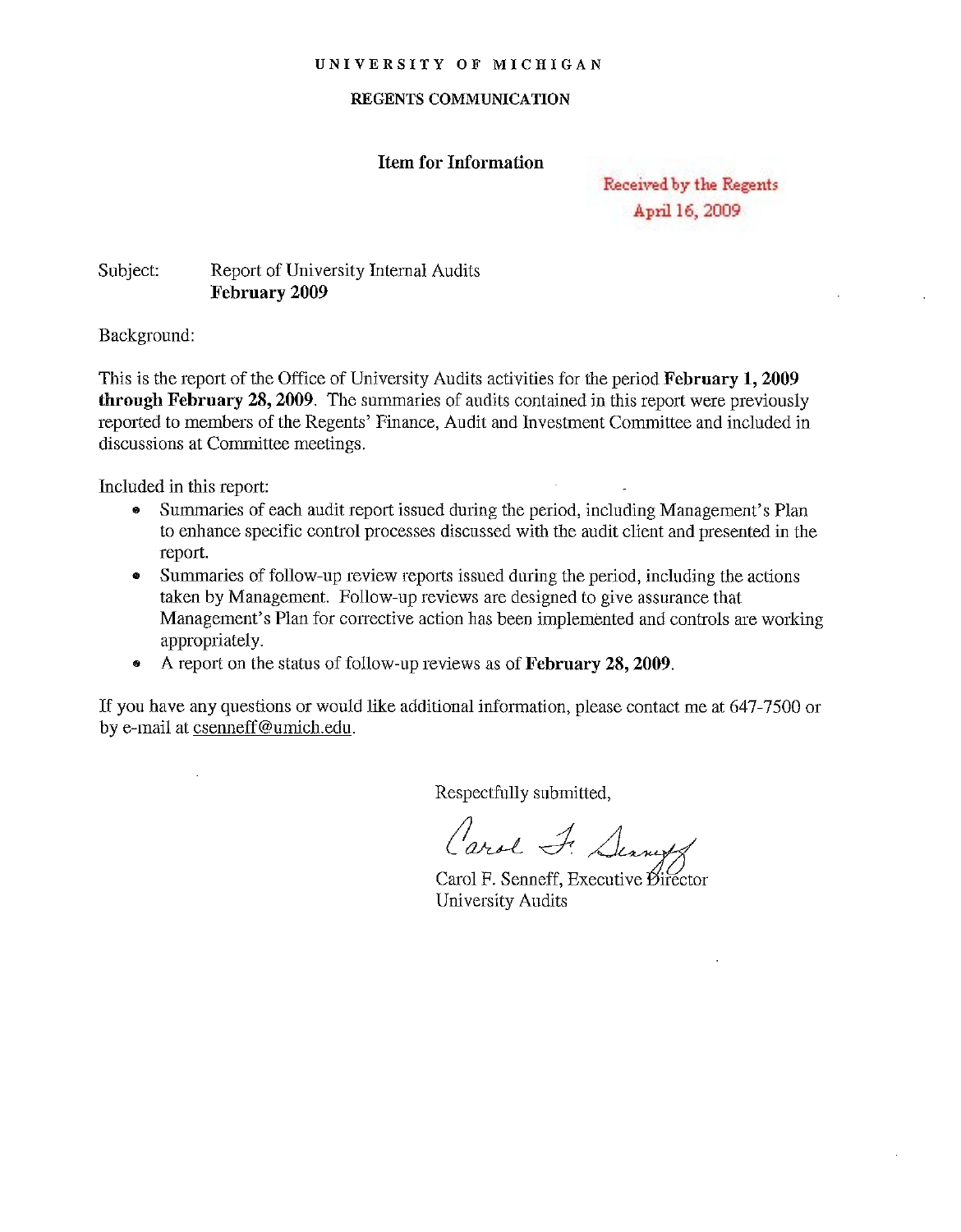UNIVERSITY OF MICHIGAN

**REGENTS COMMUNICATION**

## Item for Information

Received by the Regents
April 16, 2009

Subject: Report of University Internal Audits
**February 2009**

Background:

This is the report of the Office of University Audits activities for the period **February 1, 2009 through February 28, 2009**. The summaries of audits contained in this report were previously reported to members of the Regents' Finance, Audit and Investment Committee and included in discussions at Committee meetings.

Included in this report:

- Summaries of each audit report issued during the period, including Management's Plan to enhance specific control processes discussed with the audit client and presented in the report.
- Summaries of follow-up review reports issued during the period, including the actions taken by Management. Follow-up reviews are designed to give assurance that Management's Plan for corrective action has been implemented and controls are working appropriately.
- A report on the status of follow-up reviews as of **February 28, 2009**.

If you have any questions or would like additional information, please contact me at 647-7500 or by e-mail at csenneff@umich.edu.

Respectfully submitted,

Carol F. Senneff

Carol F. Senneff, Executive Director
University Audits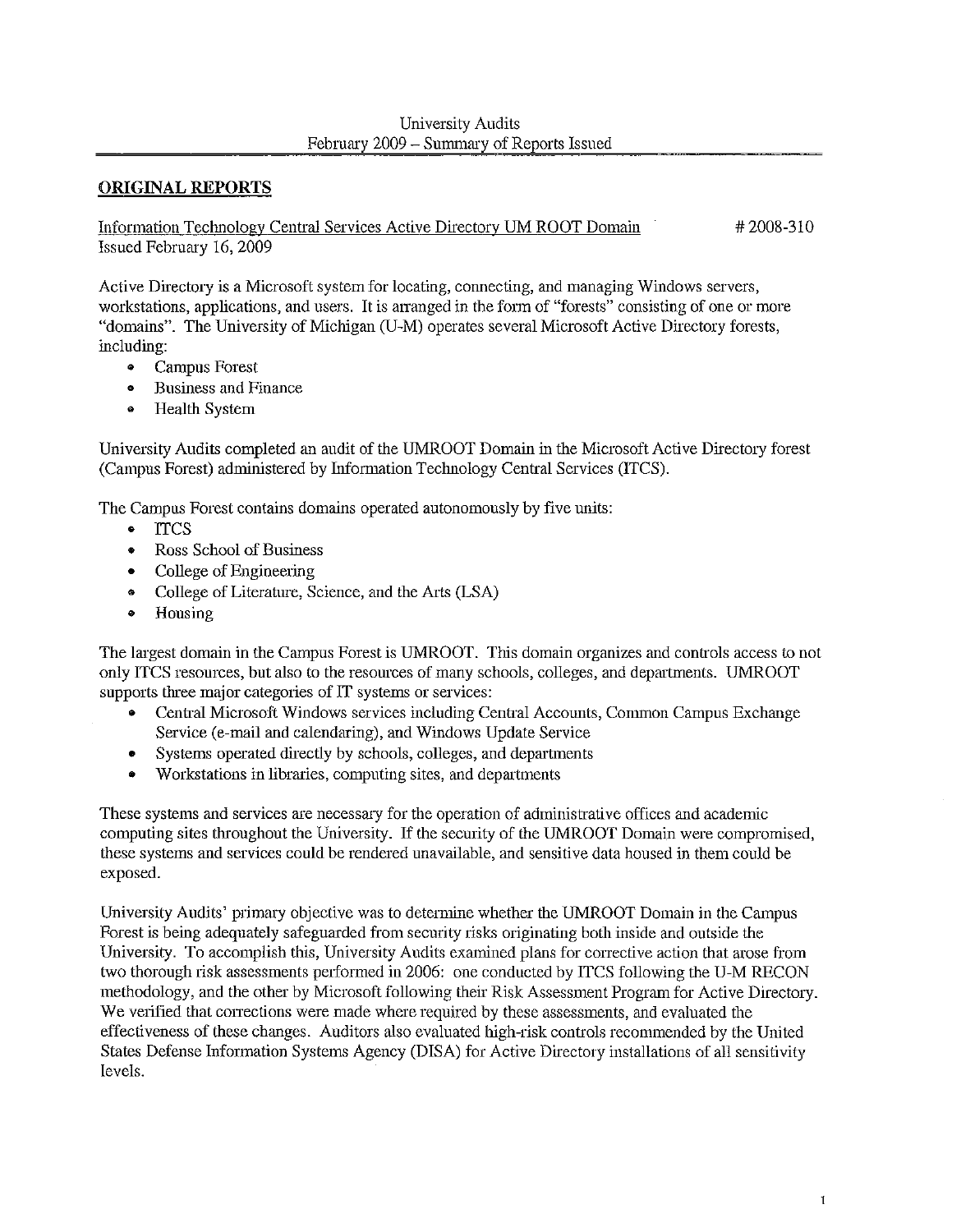University Audits
February 2009 – Summary of Reports Issued

## ORIGINAL REPORTS

Information Technology Central Services Active Directory UM ROOT Domain #2008-310
Issued February 16, 2009

Active Directory is a Microsoft system for locating, connecting, and managing Windows servers, workstations, applications, and users. It is arranged in the form of "forests" consisting of one or more "domains". The University of Michigan (U-M) operates several Microsoft Active Directory forests, including:

- Campus Forest
- Business and Finance
- Health System

University Audits completed an audit of the UMROOT Domain in the Microsoft Active Directory forest (Campus Forest) administered by Information Technology Central Services (ITCS).

The Campus Forest contains domains operated autonomously by five units:

- ITCS
- Ross School of Business
- College of Engineering
- College of Literature, Science, and the Arts (LSA)
- Housing

The largest domain in the Campus Forest is UMROOT. This domain organizes and controls access to not only ITCS resources, but also to the resources of many schools, colleges, and departments. UMROOT supports three major categories of IT systems or services:

- Central Microsoft Windows services including Central Accounts, Common Campus Exchange Service (e-mail and calendaring), and Windows Update Service
- Systems operated directly by schools, colleges, and departments
- Workstations in libraries, computing sites, and departments

These systems and services are necessary for the operation of administrative offices and academic computing sites throughout the University. If the security of the UMROOT Domain were compromised, these systems and services could be rendered unavailable, and sensitive data housed in them could be exposed.

University Audits' primary objective was to determine whether the UMROOT Domain in the Campus Forest is being adequately safeguarded from security risks originating both inside and outside the University. To accomplish this, University Audits examined plans for corrective action that arose from two thorough risk assessments performed in 2006: one conducted by ITCS following the U-M RECON methodology, and the other by Microsoft following their Risk Assessment Program for Active Directory. We verified that corrections were made where required by these assessments, and evaluated the effectiveness of these changes. Auditors also evaluated high-risk controls recommended by the United States Defense Information Systems Agency (DISA) for Active Directory installations of all sensitivity levels.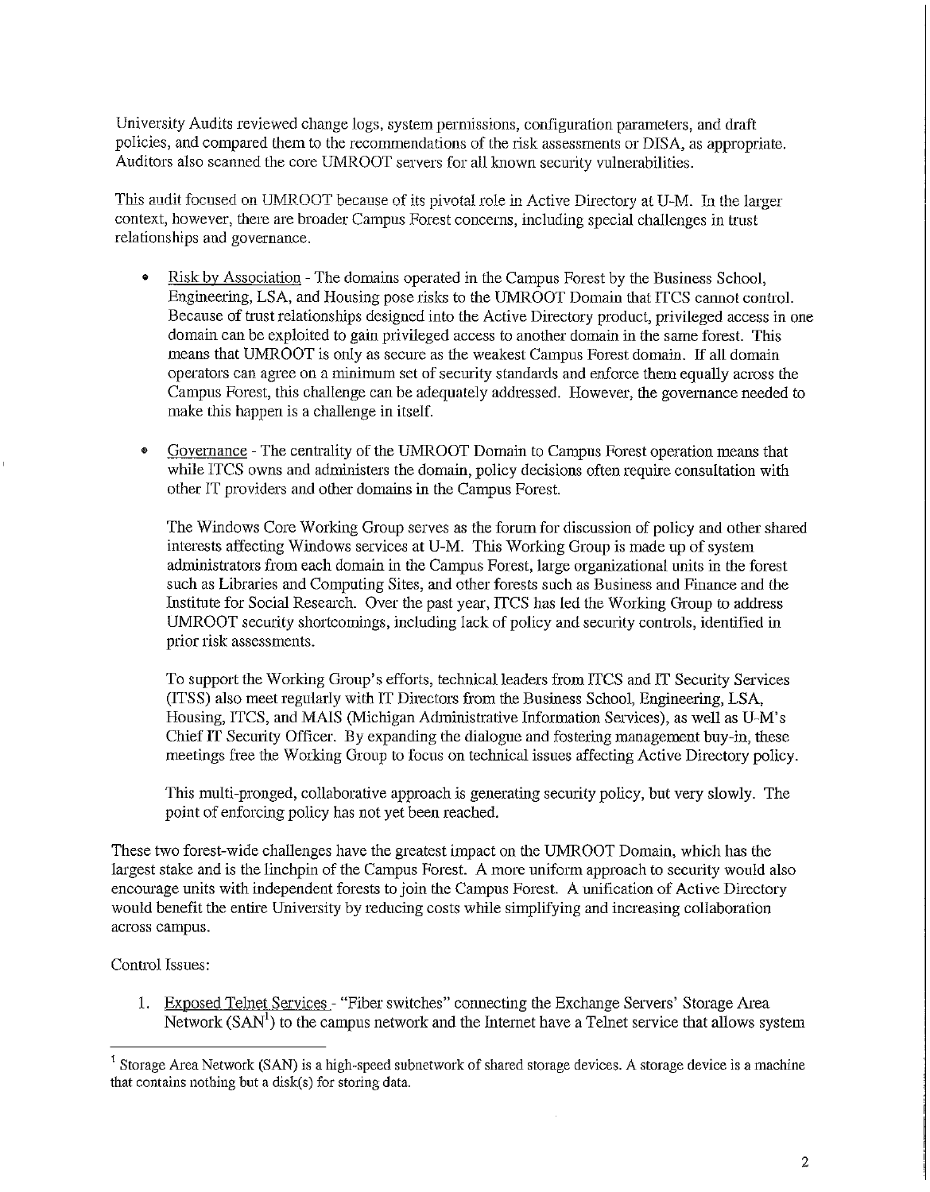University Audits reviewed change logs, system permissions, configuration parameters, and draft policies, and compared them to the recommendations of the risk assessments or DISA, as appropriate. Auditors also scanned the core UMROOT servers for all known security vulnerabilities.

This audit focused on UMROOT because of its pivotal role in Active Directory at U-M. In the larger context, however, there are broader Campus Forest concerns, including special challenges in trust relationships and governance.

- Risk by Association - The domains operated in the Campus Forest by the Business School, Engineering, LSA, and Housing pose risks to the UMROOT Domain that ITCS cannot control. Because of trust relationships designed into the Active Directory product, privileged access in one domain can be exploited to gain privileged access to another domain in the same forest. This means that UMROOT is only as secure as the weakest Campus Forest domain. If all domain operators can agree on a minimum set of security standards and enforce them equally across the Campus Forest, this challenge can be adequately addressed. However, the governance needed to make this happen is a challenge in itself.

- Governance - The centrality of the UMROOT Domain to Campus Forest operation means that while ITCS owns and administers the domain, policy decisions often require consultation with other IT providers and other domains in the Campus Forest.

  The Windows Core Working Group serves as the forum for discussion of policy and other shared interests affecting Windows services at U-M. This Working Group is made up of system administrators from each domain in the Campus Forest, large organizational units in the forest such as Libraries and Computing Sites, and other forests such as Business and Finance and the Institute for Social Research. Over the past year, ITCS has led the Working Group to address UMROOT security shortcomings, including lack of policy and security controls, identified in prior risk assessments.

  To support the Working Group's efforts, technical leaders from ITCS and IT Security Services (ITSS) also meet regularly with IT Directors from the Business School, Engineering, LSA, Housing, ITCS, and MAIS (Michigan Administrative Information Services), as well as U-M's Chief IT Security Officer. By expanding the dialogue and fostering management buy-in, these meetings free the Working Group to focus on technical issues affecting Active Directory policy.

  This multi-pronged, collaborative approach is generating security policy, but very slowly. The point of enforcing policy has not yet been reached.

These two forest-wide challenges have the greatest impact on the UMROOT Domain, which has the largest stake and is the linchpin of the Campus Forest. A more uniform approach to security would also encourage units with independent forests to join the Campus Forest. A unification of Active Directory would benefit the entire University by reducing costs while simplifying and increasing collaboration across campus.

Control Issues:

1. Exposed Telnet Services - "Fiber switches" connecting the Exchange Servers' Storage Area Network (SAN[1]) to the campus network and the Internet have a Telnet service that allows system

---

[1] Storage Area Network (SAN) is a high-speed subnetwork of shared storage devices. A storage device is a machine that contains nothing but a disk(s) for storing data.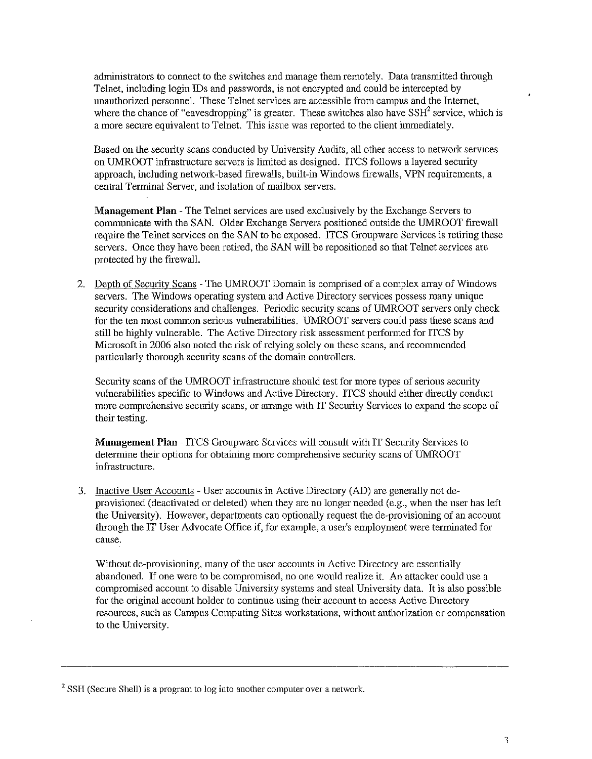administrators to connect to the switches and manage them remotely. Data transmitted through Telnet, including login IDs and passwords, is not encrypted and could be intercepted by unauthorized personnel. These Telnet services are accessible from campus and the Internet, where the chance of "eavesdropping" is greater. These switches also have SSH[2] service, which is a more secure equivalent to Telnet. This issue was reported to the client immediately.

Based on the security scans conducted by University Audits, all other access to network services on UMROOT infrastructure servers is limited as designed. ITCS follows a layered security approach, including network-based firewalls, built-in Windows firewalls, VPN requirements, a central Terminal Server, and isolation of mailbox servers.

**Management Plan** - The Telnet services are used exclusively by the Exchange Servers to communicate with the SAN. Older Exchange Servers positioned outside the UMROOT firewall require the Telnet services on the SAN to be exposed. ITCS Groupware Services is retiring these servers. Once they have been retired, the SAN will be repositioned so that Telnet services are protected by the firewall.

2. Depth of Security Scans - The UMROOT Domain is comprised of a complex array of Windows servers. The Windows operating system and Active Directory services possess many unique security considerations and challenges. Periodic security scans of UMROOT servers only check for the ten most common serious vulnerabilities. UMROOT servers could pass these scans and still be highly vulnerable. The Active Directory risk assessment performed for ITCS by Microsoft in 2006 also noted the risk of relying solely on these scans, and recommended particularly thorough security scans of the domain controllers.

   Security scans of the UMROOT infrastructure should test for more types of serious security vulnerabilities specific to Windows and Active Directory. ITCS should either directly conduct more comprehensive security scans, or arrange with IT Security Services to expand the scope of their testing.

   **Management Plan** - ITCS Groupware Services will consult with IT Security Services to determine their options for obtaining more comprehensive security scans of UMROOT infrastructure.

3. Inactive User Accounts - User accounts in Active Directory (AD) are generally not de-provisioned (deactivated or deleted) when they are no longer needed (e.g., when the user has left the University). However, departments can optionally request the de-provisioning of an account through the IT User Advocate Office if, for example, a user's employment were terminated for cause.

   Without de-provisioning, many of the user accounts in Active Directory are essentially abandoned. If one were to be compromised, no one would realize it. An attacker could use a compromised account to disable University systems and steal University data. It is also possible for the original account holder to continue using their account to access Active Directory resources, such as Campus Computing Sites workstations, without authorization or compensation to the University.

---

[2] SSH (Secure Shell) is a program to log into another computer over a network.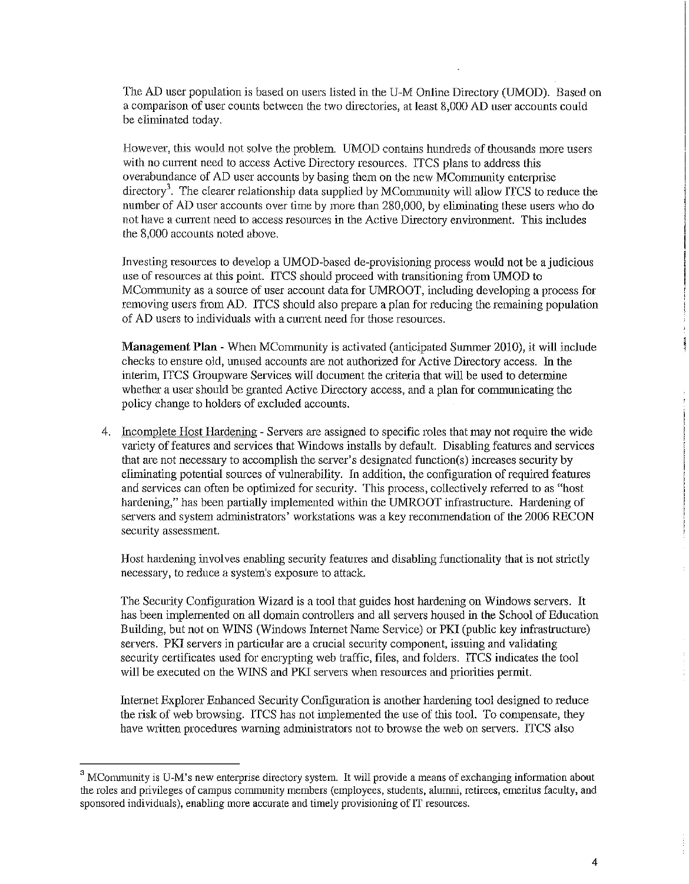The AD user population is based on users listed in the U-M Online Directory (UMOD). Based on a comparison of user counts between the two directories, at least 8,000 AD user accounts could be eliminated today.

However, this would not solve the problem. UMOD contains hundreds of thousands more users with no current need to access Active Directory resources. ITCS plans to address this overabundance of AD user accounts by basing them on the new MCommunity enterprise directory[3]. The clearer relationship data supplied by MCommunity will allow ITCS to reduce the number of AD user accounts over time by more than 280,000, by eliminating these users who do not have a current need to access resources in the Active Directory environment. This includes the 8,000 accounts noted above.

Investing resources to develop a UMOD-based de-provisioning process would not be a judicious use of resources at this point. ITCS should proceed with transitioning from UMOD to MCommunity as a source of user account data for UMROOT, including developing a process for removing users from AD. ITCS should also prepare a plan for reducing the remaining population of AD users to individuals with a current need for those resources.

**Management Plan** - When MCommunity is activated (anticipated Summer 2010), it will include checks to ensure old, unused accounts are not authorized for Active Directory access. In the interim, ITCS Groupware Services will document the criteria that will be used to determine whether a user should be granted Active Directory access, and a plan for communicating the policy change to holders of excluded accounts.

4. Incomplete Host Hardening - Servers are assigned to specific roles that may not require the wide variety of features and services that Windows installs by default. Disabling features and services that are not necessary to accomplish the server's designated function(s) increases security by eliminating potential sources of vulnerability. In addition, the configuration of required features and services can often be optimized for security. This process, collectively referred to as "host hardening," has been partially implemented within the UMROOT infrastructure. Hardening of servers and system administrators' workstations was a key recommendation of the 2006 RECON security assessment.

   Host hardening involves enabling security features and disabling functionality that is not strictly necessary, to reduce a system's exposure to attack.

   The Security Configuration Wizard is a tool that guides host hardening on Windows servers. It has been implemented on all domain controllers and all servers housed in the School of Education Building, but not on WINS (Windows Internet Name Service) or PKI (public key infrastructure) servers. PKI servers in particular are a crucial security component, issuing and validating security certificates used for encrypting web traffic, files, and folders. ITCS indicates the tool will be executed on the WINS and PKI servers when resources and priorities permit.

   Internet Explorer Enhanced Security Configuration is another hardening tool designed to reduce the risk of web browsing. ITCS has not implemented the use of this tool. To compensate, they have written procedures warning administrators not to browse the web on servers. ITCS also

---

[3] MCommunity is U-M's new enterprise directory system. It will provide a means of exchanging information about the roles and privileges of campus community members (employees, students, alumni, retirees, emeritus faculty, and sponsored individuals), enabling more accurate and timely provisioning of IT resources.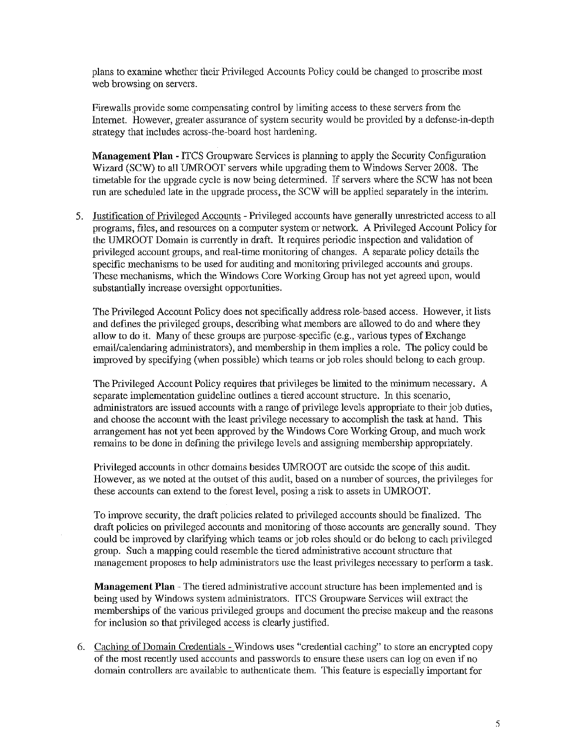plans to examine whether their Privileged Accounts Policy could be changed to proscribe most web browsing on servers.

Firewalls provide some compensating control by limiting access to these servers from the Internet. However, greater assurance of system security would be provided by a defense-in-depth strategy that includes across-the-board host hardening.

**Management Plan** - ITCS Groupware Services is planning to apply the Security Configuration Wizard (SCW) to all UMROOT servers while upgrading them to Windows Server 2008. The timetable for the upgrade cycle is now being determined. If servers where the SCW has not been run are scheduled late in the upgrade process, the SCW will be applied separately in the interim.

5. Justification of Privileged Accounts - Privileged accounts have generally unrestricted access to all programs, files, and resources on a computer system or network. A Privileged Account Policy for the UMROOT Domain is currently in draft. It requires periodic inspection and validation of privileged account groups, and real-time monitoring of changes. A separate policy details the specific mechanisms to be used for auditing and monitoring privileged accounts and groups. These mechanisms, which the Windows Core Working Group has not yet agreed upon, would substantially increase oversight opportunities.

   The Privileged Account Policy does not specifically address role-based access. However, it lists and defines the privileged groups, describing what members are allowed to do and where they allow to do it. Many of these groups are purpose-specific (e.g., various types of Exchange email/calendaring administrators), and membership in them implies a role. The policy could be improved by specifying (when possible) which teams or job roles should belong to each group.

   The Privileged Account Policy requires that privileges be limited to the minimum necessary. A separate implementation guideline outlines a tiered account structure. In this scenario, administrators are issued accounts with a range of privilege levels appropriate to their job duties, and choose the account with the least privilege necessary to accomplish the task at hand. This arrangement has not yet been approved by the Windows Core Working Group, and much work remains to be done in defining the privilege levels and assigning membership appropriately.

   Privileged accounts in other domains besides UMROOT are outside the scope of this audit. However, as we noted at the outset of this audit, based on a number of sources, the privileges for these accounts can extend to the forest level, posing a risk to assets in UMROOT.

   To improve security, the draft policies related to privileged accounts should be finalized. The draft policies on privileged accounts and monitoring of those accounts are generally sound. They could be improved by clarifying which teams or job roles should or do belong to each privileged group. Such a mapping could resemble the tiered administrative account structure that management proposes to help administrators use the least privileges necessary to perform a task.

   **Management Plan** - The tiered administrative account structure has been implemented and is being used by Windows system administrators. ITCS Groupware Services will extract the memberships of the various privileged groups and document the precise makeup and the reasons for inclusion so that privileged access is clearly justified.

6. Caching of Domain Credentials - Windows uses "credential caching" to store an encrypted copy of the most recently used accounts and passwords to ensure these users can log on even if no domain controllers are available to authenticate them. This feature is especially important for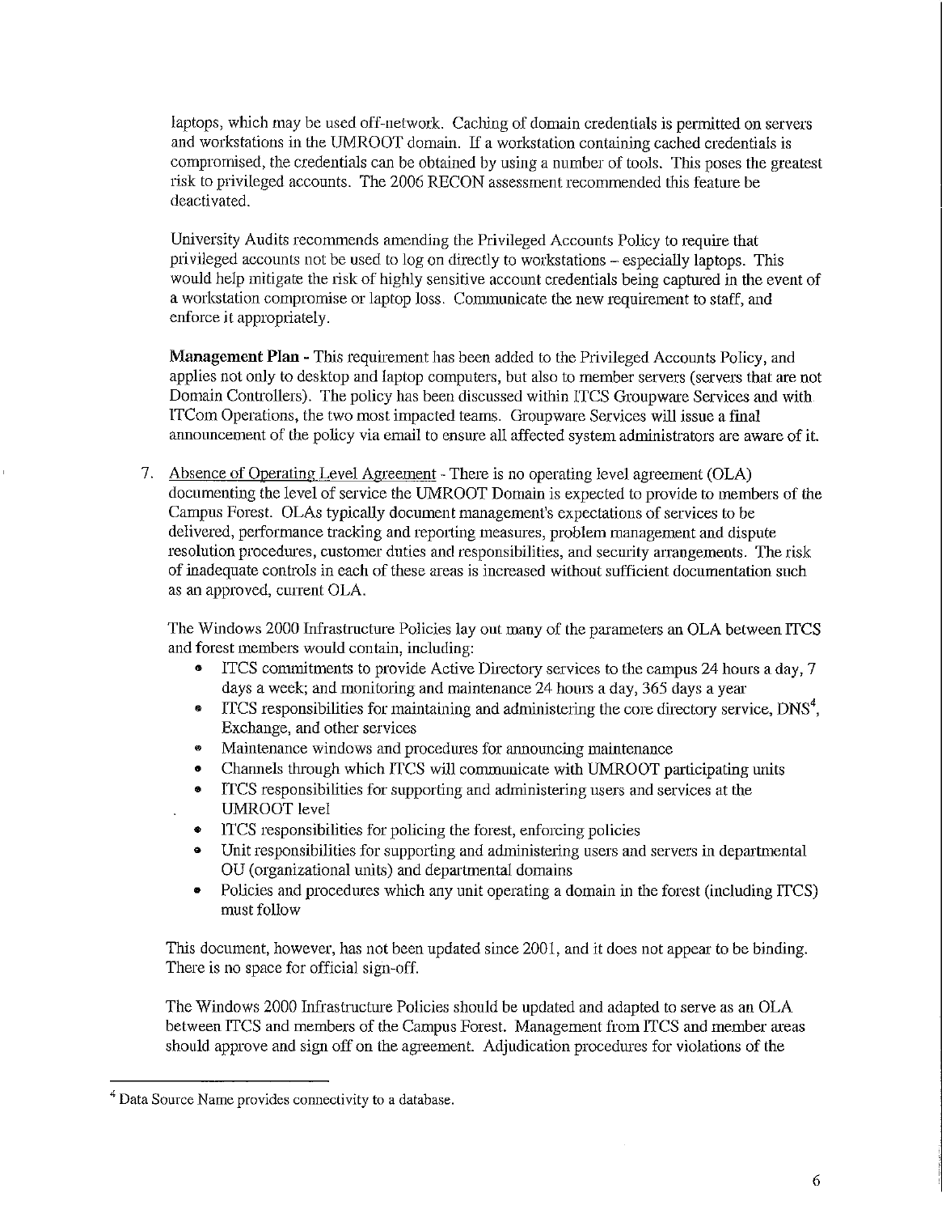laptops, which may be used off-network. Caching of domain credentials is permitted on servers and workstations in the UMROOT domain. If a workstation containing cached credentials is compromised, the credentials can be obtained by using a number of tools. This poses the greatest risk to privileged accounts. The 2006 RECON assessment recommended this feature be deactivated.

University Audits recommends amending the Privileged Accounts Policy to require that privileged accounts not be used to log on directly to workstations – especially laptops. This would help mitigate the risk of highly sensitive account credentials being captured in the event of a workstation compromise or laptop loss. Communicate the new requirement to staff, and enforce it appropriately.

**Management Plan** - This requirement has been added to the Privileged Accounts Policy, and applies not only to desktop and laptop computers, but also to member servers (servers that are not Domain Controllers). The policy has been discussed within ITCS Groupware Services and with ITCom Operations, the two most impacted teams. Groupware Services will issue a final announcement of the policy via email to ensure all affected system administrators are aware of it.

7. Absence of Operating Level Agreement - There is no operating level agreement (OLA) documenting the level of service the UMROOT Domain is expected to provide to members of the Campus Forest. OLAs typically document management's expectations of services to be delivered, performance tracking and reporting measures, problem management and dispute resolution procedures, customer duties and responsibilities, and security arrangements. The risk of inadequate controls in each of these areas is increased without sufficient documentation such as an approved, current OLA.

   The Windows 2000 Infrastructure Policies lay out many of the parameters an OLA between ITCS and forest members would contain, including:

   - ITCS commitments to provide Active Directory services to the campus 24 hours a day, 7 days a week; and monitoring and maintenance 24 hours a day, 365 days a year
   - ITCS responsibilities for maintaining and administering the core directory service, DNS[4], Exchange, and other services
   - Maintenance windows and procedures for announcing maintenance
   - Channels through which ITCS will communicate with UMROOT participating units
   - ITCS responsibilities for supporting and administering users and services at the UMROOT level
   - ITCS responsibilities for policing the forest, enforcing policies
   - Unit responsibilities for supporting and administering users and servers in departmental OU (organizational units) and departmental domains
   - Policies and procedures which any unit operating a domain in the forest (including ITCS) must follow

   This document, however, has not been updated since 2001, and it does not appear to be binding. There is no space for official sign-off.

   The Windows 2000 Infrastructure Policies should be updated and adapted to serve as an OLA between ITCS and members of the Campus Forest. Management from ITCS and member areas should approve and sign off on the agreement. Adjudication procedures for violations of the

---

[4] Data Source Name provides connectivity to a database.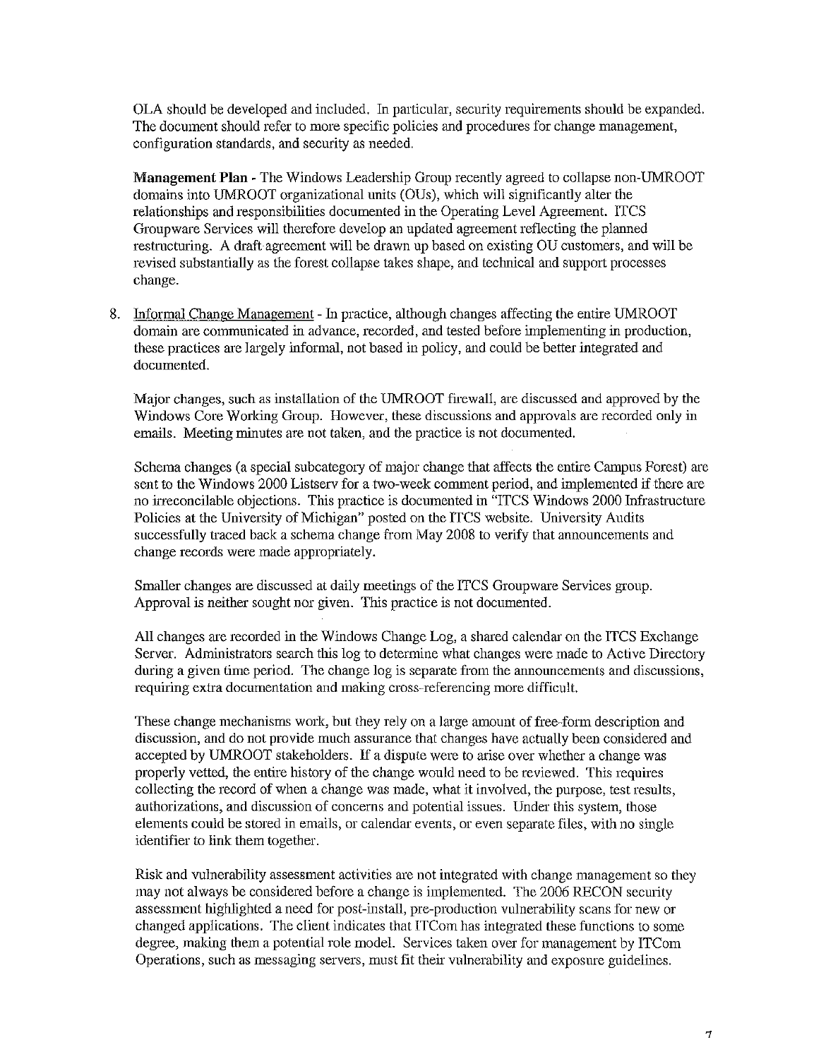OLA should be developed and included. In particular, security requirements should be expanded. The document should refer to more specific policies and procedures for change management, configuration standards, and security as needed.

**Management Plan** - The Windows Leadership Group recently agreed to collapse non-UMROOT domains into UMROOT organizational units (OUs), which will significantly alter the relationships and responsibilities documented in the Operating Level Agreement. ITCS Groupware Services will therefore develop an updated agreement reflecting the planned restructuring. A draft agreement will be drawn up based on existing OU customers, and will be revised substantially as the forest collapse takes shape, and technical and support processes change.

8. Informal Change Management - In practice, although changes affecting the entire UMROOT domain are communicated in advance, recorded, and tested before implementing in production, these practices are largely informal, not based in policy, and could be better integrated and documented.

   Major changes, such as installation of the UMROOT firewall, are discussed and approved by the Windows Core Working Group. However, these discussions and approvals are recorded only in emails. Meeting minutes are not taken, and the practice is not documented.

   Schema changes (a special subcategory of major change that affects the entire Campus Forest) are sent to the Windows 2000 Listserv for a two-week comment period, and implemented if there are no irreconcilable objections. This practice is documented in "ITCS Windows 2000 Infrastructure Policies at the University of Michigan" posted on the ITCS website. University Audits successfully traced back a schema change from May 2008 to verify that announcements and change records were made appropriately.

   Smaller changes are discussed at daily meetings of the ITCS Groupware Services group. Approval is neither sought nor given. This practice is not documented.

   All changes are recorded in the Windows Change Log, a shared calendar on the ITCS Exchange Server. Administrators search this log to determine what changes were made to Active Directory during a given time period. The change log is separate from the announcements and discussions, requiring extra documentation and making cross-referencing more difficult.

   These change mechanisms work, but they rely on a large amount of free-form description and discussion, and do not provide much assurance that changes have actually been considered and accepted by UMROOT stakeholders. If a dispute were to arise over whether a change was properly vetted, the entire history of the change would need to be reviewed. This requires collecting the record of when a change was made, what it involved, the purpose, test results, authorizations, and discussion of concerns and potential issues. Under this system, those elements could be stored in emails, or calendar events, or even separate files, with no single identifier to link them together.

   Risk and vulnerability assessment activities are not integrated with change management so they may not always be considered before a change is implemented. The 2006 RECON security assessment highlighted a need for post-install, pre-production vulnerability scans for new or changed applications. The client indicates that ITCom has integrated these functions to some degree, making them a potential role model. Services taken over for management by ITCom Operations, such as messaging servers, must fit their vulnerability and exposure guidelines.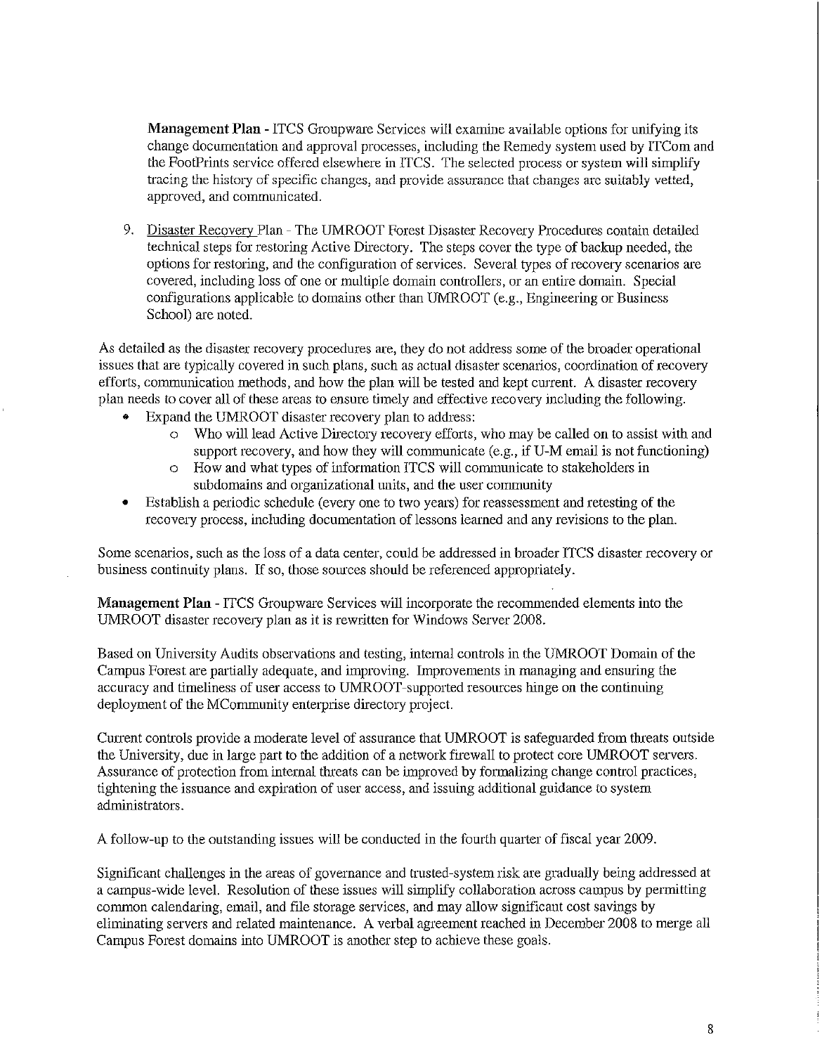**Management Plan** - ITCS Groupware Services will examine available options for unifying its change documentation and approval processes, including the Remedy system used by ITCom and the FootPrints service offered elsewhere in ITCS. The selected process or system will simplify tracing the history of specific changes, and provide assurance that changes are suitably vetted, approved, and communicated.

9. Disaster Recovery Plan - The UMROOT Forest Disaster Recovery Procedures contain detailed technical steps for restoring Active Directory. The steps cover the type of backup needed, the options for restoring, and the configuration of services. Several types of recovery scenarios are covered, including loss of one or multiple domain controllers, or an entire domain. Special configurations applicable to domains other than UMROOT (e.g., Engineering or Business School) are noted.

As detailed as the disaster recovery procedures are, they do not address some of the broader operational issues that are typically covered in such plans, such as actual disaster scenarios, coordination of recovery efforts, communication methods, and how the plan will be tested and kept current. A disaster recovery plan needs to cover all of these areas to ensure timely and effective recovery including the following.

- Expand the UMROOT disaster recovery plan to address:
  - Who will lead Active Directory recovery efforts, who may be called on to assist with and support recovery, and how they will communicate (e.g., if U-M email is not functioning)
  - How and what types of information ITCS will communicate to stakeholders in subdomains and organizational units, and the user community
- Establish a periodic schedule (every one to two years) for reassessment and retesting of the recovery process, including documentation of lessons learned and any revisions to the plan.

Some scenarios, such as the loss of a data center, could be addressed in broader ITCS disaster recovery or business continuity plans. If so, those sources should be referenced appropriately.

**Management Plan** - ITCS Groupware Services will incorporate the recommended elements into the UMROOT disaster recovery plan as it is rewritten for Windows Server 2008.

Based on University Audits observations and testing, internal controls in the UMROOT Domain of the Campus Forest are partially adequate, and improving. Improvements in managing and ensuring the accuracy and timeliness of user access to UMROOT-supported resources hinge on the continuing deployment of the MCommunity enterprise directory project.

Current controls provide a moderate level of assurance that UMROOT is safeguarded from threats outside the University, due in large part to the addition of a network firewall to protect core UMROOT servers. Assurance of protection from internal threats can be improved by formalizing change control practices, tightening the issuance and expiration of user access, and issuing additional guidance to system administrators.

A follow-up to the outstanding issues will be conducted in the fourth quarter of fiscal year 2009.

Significant challenges in the areas of governance and trusted-system risk are gradually being addressed at a campus-wide level. Resolution of these issues will simplify collaboration across campus by permitting common calendaring, email, and file storage services, and may allow significant cost savings by eliminating servers and related maintenance. A verbal agreement reached in December 2008 to merge all Campus Forest domains into UMROOT is another step to achieve these goals.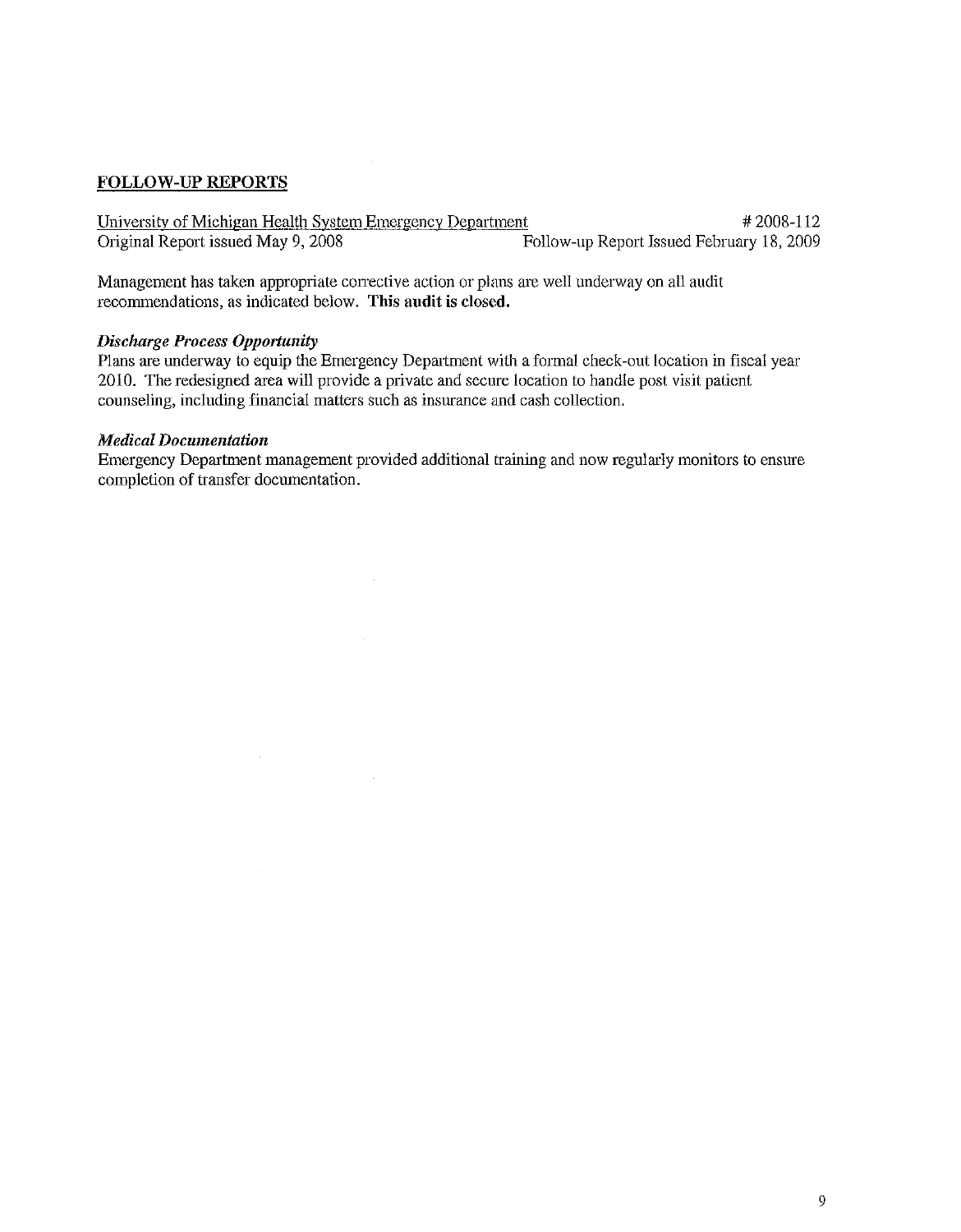## FOLLOW-UP REPORTS

University of Michigan Health System Emergency Department — # 2008-112

Original Report issued May 9, 2008 — Follow-up Report Issued February 18, 2009

Management has taken appropriate corrective action or plans are well underway on all audit recommendations, as indicated below. **This audit is closed.**

***Discharge Process Opportunity***

Plans are underway to equip the Emergency Department with a formal check-out location in fiscal year 2010. The redesigned area will provide a private and secure location to handle post visit patient counseling, including financial matters such as insurance and cash collection.

***Medical Documentation***

Emergency Department management provided additional training and now regularly monitors to ensure completion of transfer documentation.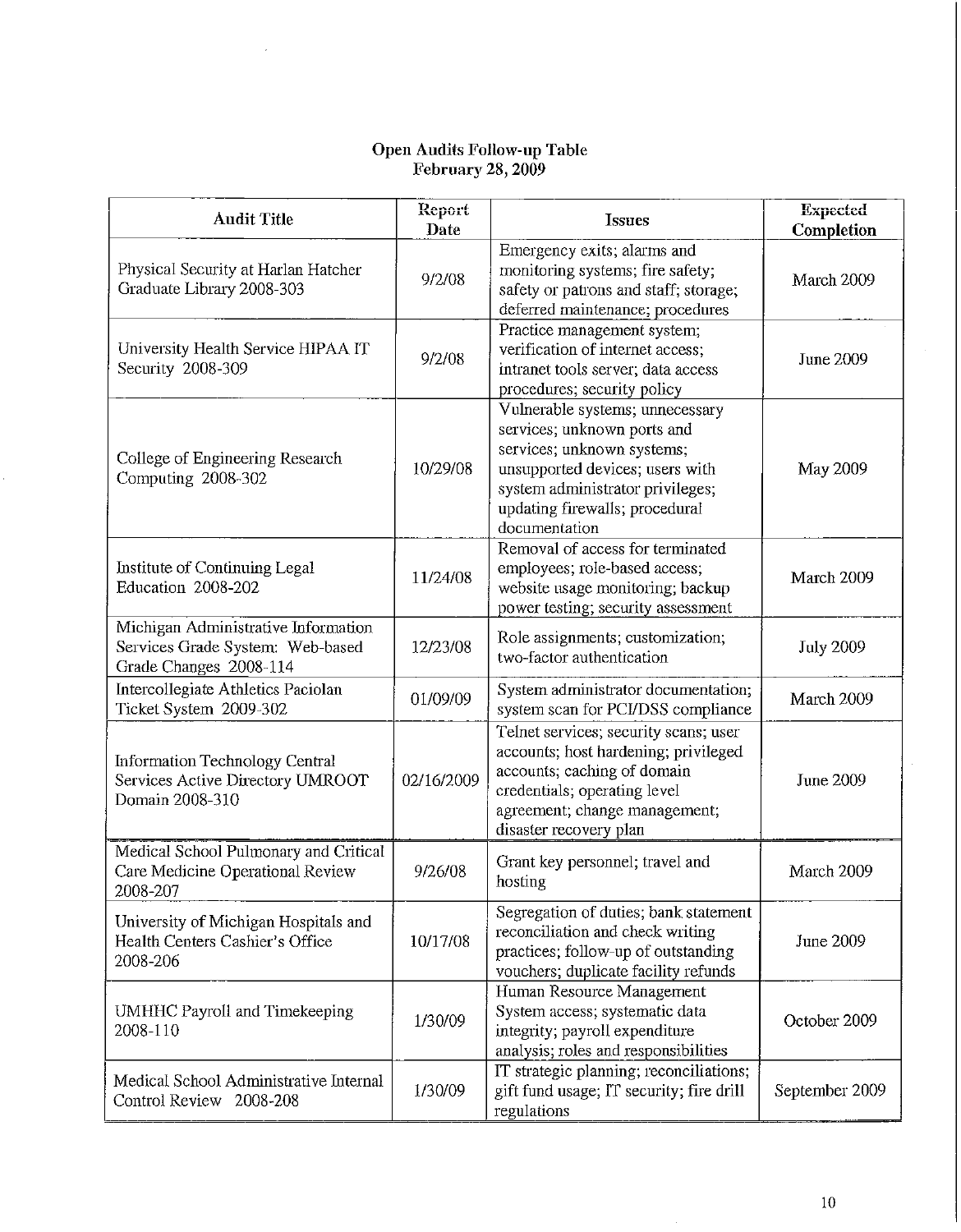**Open Audits Follow-up Table**
**February 28, 2009**

| Audit Title | Report Date | Issues | Expected Completion |
|---|---|---|---|
| Physical Security at Harlan Hatcher Graduate Library 2008-303 | 9/2/08 | Emergency exits; alarms and monitoring systems; fire safety; safety or patrons and staff; storage; deferred maintenance; procedures | March 2009 |
| University Health Service HIPAA IT Security 2008-309 | 9/2/08 | Practice management system; verification of internet access; intranet tools server; data access procedures; security policy | June 2009 |
| College of Engineering Research Computing 2008-302 | 10/29/08 | Vulnerable systems; unnecessary services; unknown ports and services; unknown systems; unsupported devices; users with system administrator privileges; updating firewalls; procedural documentation | May 2009 |
| Institute of Continuing Legal Education 2008-202 | 11/24/08 | Removal of access for terminated employees; role-based access; website usage monitoring; backup power testing; security assessment | March 2009 |
| Michigan Administrative Information Services Grade System: Web-based Grade Changes 2008-114 | 12/23/08 | Role assignments; customization; two-factor authentication | July 2009 |
| Intercollegiate Athletics Paciolan Ticket System 2009-302 | 01/09/09 | System administrator documentation; system scan for PCI/DSS compliance | March 2009 |
| Information Technology Central Services Active Directory UMROOT Domain 2008-310 | 02/16/2009 | Telnet services; security scans; user accounts; host hardening; privileged accounts; caching of domain credentials; operating level agreement; change management; disaster recovery plan | June 2009 |
| Medical School Pulmonary and Critical Care Medicine Operational Review 2008-207 | 9/26/08 | Grant key personnel; travel and hosting | March 2009 |
| University of Michigan Hospitals and Health Centers Cashier's Office 2008-206 | 10/17/08 | Segregation of duties; bank statement reconciliation and check writing practices; follow-up of outstanding vouchers; duplicate facility refunds | June 2009 |
| UMHHC Payroll and Timekeeping 2008-110 | 1/30/09 | Human Resource Management System access; systematic data integrity; payroll expenditure analysis; roles and responsibilities | October 2009 |
| Medical School Administrative Internal Control Review 2008-208 | 1/30/09 | IT strategic planning; reconciliations; gift fund usage; IT security; fire drill regulations | September 2009 |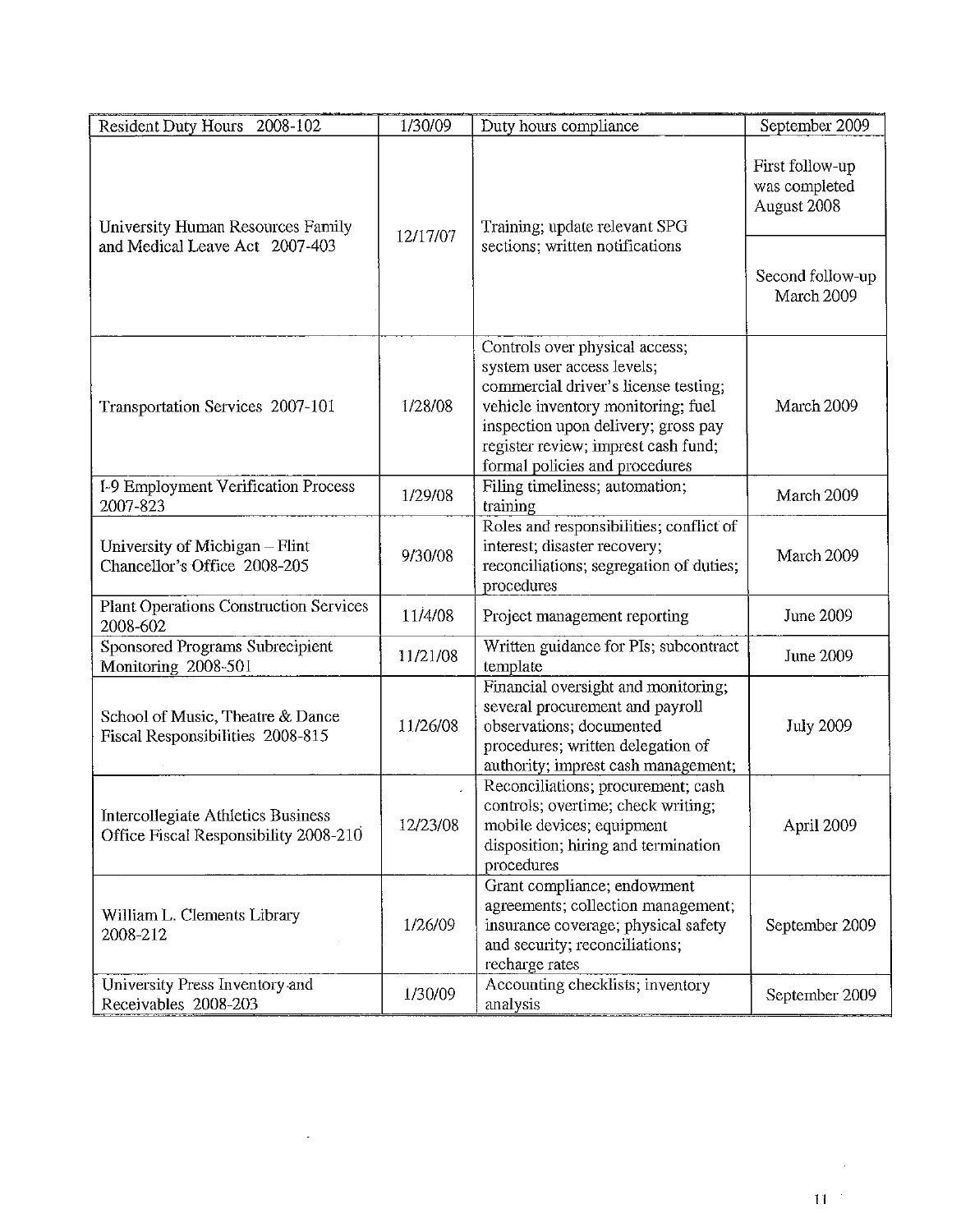| Resident Duty Hours 2008-102 | 1/30/09 | Duty hours compliance | September 2009 |
|---|---|---|---|
| University Human Resources Family and Medical Leave Act 2007-403 | 12/17/07 | Training; update relevant SPG sections; written notifications | First follow-up was completed August 2008<br><br>Second follow-up March 2009 |
| Transportation Services 2007-101 | 1/28/08 | Controls over physical access; system user access levels; commercial driver's license testing; vehicle inventory monitoring; fuel inspection upon delivery; gross pay register review; imprest cash fund; formal policies and procedures | March 2009 |
| I-9 Employment Verification Process 2007-823 | 1/29/08 | Filing timeliness; automation; training | March 2009 |
| University of Michigan – Flint Chancellor's Office 2008-205 | 9/30/08 | Roles and responsibilities; conflict of interest; disaster recovery; reconciliations; segregation of duties; procedures | March 2009 |
| Plant Operations Construction Services 2008-602 | 11/4/08 | Project management reporting | June 2009 |
| Sponsored Programs Subrecipient Monitoring 2008-501 | 11/21/08 | Written guidance for PIs; subcontract template | June 2009 |
| School of Music, Theatre & Dance Fiscal Responsibilities 2008-815 | 11/26/08 | Financial oversight and monitoring; several procurement and payroll observations; documented procedures; written delegation of authority; imprest cash management; | July 2009 |
| Intercollegiate Athletics Business Office Fiscal Responsibility 2008-210 | 12/23/08 | Reconciliations; procurement; cash controls; overtime; check writing; mobile devices; equipment disposition; hiring and termination procedures | April 2009 |
| William L. Clements Library 2008-212 | 1/26/09 | Grant compliance; endowment agreements; collection management; insurance coverage; physical safety and security; reconciliations; recharge rates | September 2009 |
| University Press Inventory and Receivables 2008-203 | 1/30/09 | Accounting checklists; inventory analysis | September 2009 |